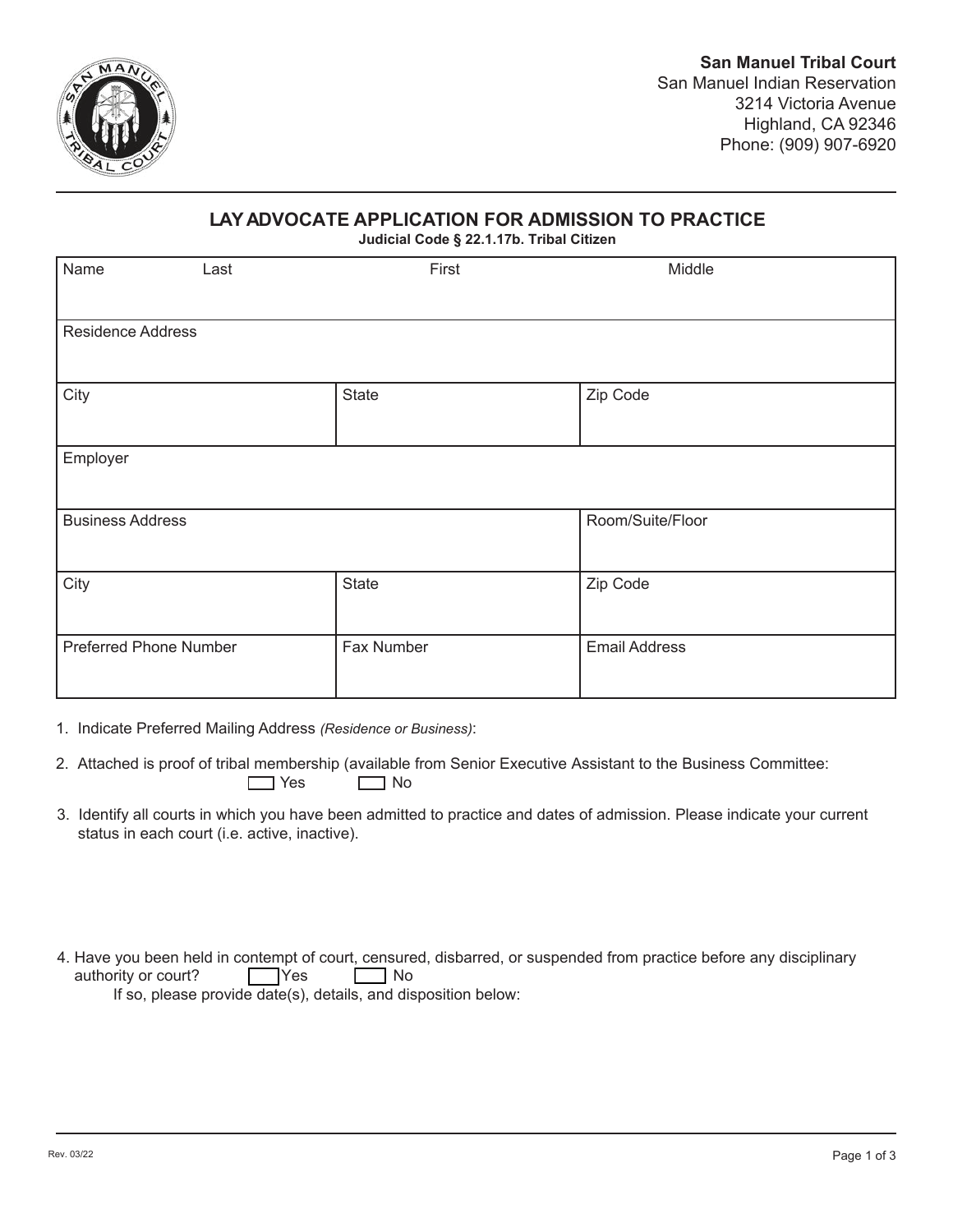**San Manuel Tribal Court**
San Manuel Indian Reservation
3214 Victoria Avenue
Highland, CA 92346
Phone: (909) 907-6920

## LAY ADVOCATE APPLICATION FOR ADMISSION TO PRACTICE

**Judicial Code § 22.1.17b. Tribal Citizen**

| | | |
|---|---|---|
| Name Last | First | Middle |
| Residence Address | | |
| City | State | Zip Code |
| Employer | | |
| Business Address | | Room/Suite/Floor |
| City | State | Zip Code |
| Preferred Phone Number | Fax Number | Email Address |

1. Indicate Preferred Mailing Address *(Residence or Business)*:

2. Attached is proof of tribal membership (available from Senior Executive Assistant to the Business Committee:
   ☐ Yes ☐ No

3. Identify all courts in which you have been admitted to practice and dates of admission. Please indicate your current status in each court (i.e. active, inactive).

4. Have you been held in contempt of court, censured, disbarred, or suspended from practice before any disciplinary authority or court? ☐ Yes ☐ No
   If so, please provide date(s), details, and disposition below:

Rev. 03/22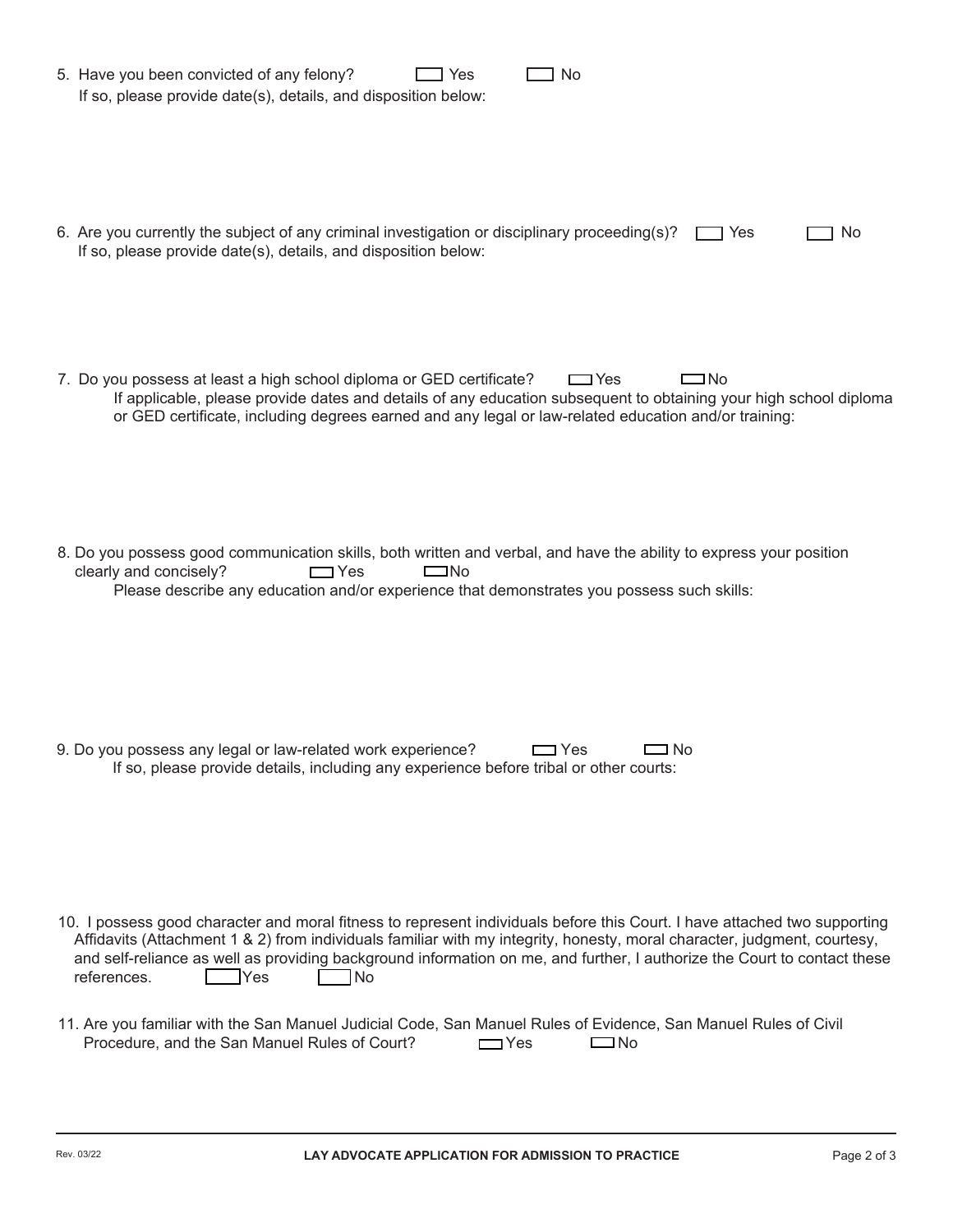5. Have you been convicted of any felony? ☐ Yes ☐ No
   If so, please provide date(s), details, and disposition below:

6. Are you currently the subject of any criminal investigation or disciplinary proceeding(s)? ☐ Yes ☐ No
   If so, please provide date(s), details, and disposition below:

7. Do you possess at least a high school diploma or GED certificate? ☐ Yes ☐ No
   If applicable, please provide dates and details of any education subsequent to obtaining your high school diploma or GED certificate, including degrees earned and any legal or law-related education and/or training:

8. Do you possess good communication skills, both written and verbal, and have the ability to express your position clearly and concisely? ☐ Yes ☐ No
   Please describe any education and/or experience that demonstrates you possess such skills:

9. Do you possess any legal or law-related work experience? ☐ Yes ☐ No
   If so, please provide details, including any experience before tribal or other courts:

10. I possess good character and moral fitness to represent individuals before this Court. I have attached two supporting Affidavits (Attachment 1 & 2) from individuals familiar with my integrity, honesty, moral character, judgment, courtesy, and self-reliance as well as providing background information on me, and further, I authorize the Court to contact these references. ☐ Yes ☐ No

11. Are you familiar with the San Manuel Judicial Code, San Manuel Rules of Evidence, San Manuel Rules of Civil Procedure, and the San Manuel Rules of Court? ☐ Yes ☐ No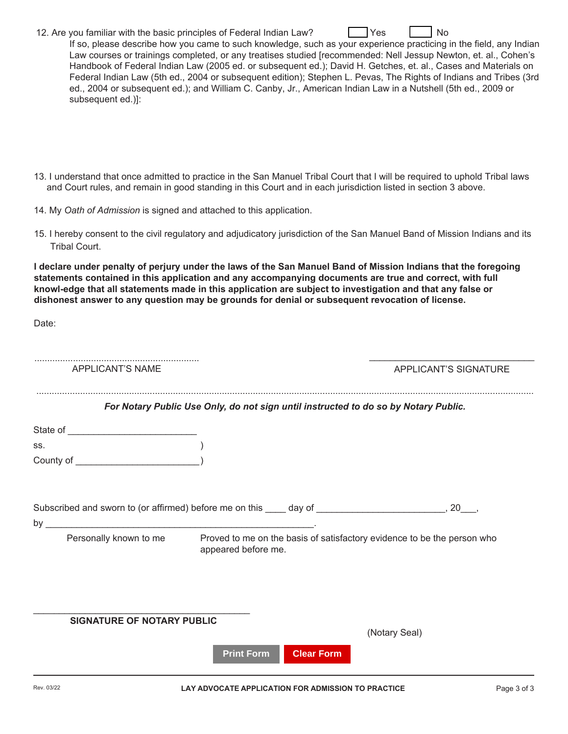12. Are you familiar with the basic principles of Federal Indian Law? ☐ Yes ☐ No

    If so, please describe how you came to such knowledge, such as your experience practicing in the field, any Indian Law courses or trainings completed, or any treatises studied [recommended: Nell Jessup Newton, et. al., Cohen's Handbook of Federal Indian Law (2005 ed. or subsequent ed.); David H. Getches, et. al., Cases and Materials on Federal Indian Law (5th ed., 2004 or subsequent edition); Stephen L. Pevas, The Rights of Indians and Tribes (3rd ed., 2004 or subsequent ed.); and William C. Canby, Jr., American Indian Law in a Nutshell (5th ed., 2009 or subsequent ed.)]:

13. I understand that once admitted to practice in the San Manuel Tribal Court that I will be required to uphold Tribal laws and Court rules, and remain in good standing in this Court and in each jurisdiction listed in section 3 above.

14. My *Oath of Admission* is signed and attached to this application.

15. I hereby consent to the civil regulatory and adjudicatory jurisdiction of the San Manuel Band of Mission Indians and its Tribal Court.

**I declare under penalty of perjury under the laws of the San Manuel Band of Mission Indians that the foregoing statements contained in this application and any accompanying documents are true and correct, with full knowl-edge that all statements made in this application are subject to investigation and that any false or dishonest answer to any question may be grounds for denial or subsequent revocation of license.**

Date:

APPLICANT'S NAME

APPLICANT'S SIGNATURE

***For Notary Public Use Only, do not sign until instructed to do so by Notary Public.***

State of _________________________

ss. )

County of _________________________)

Subscribed and sworn to (or affirmed) before me on this ____ day of _________________________, 20___,

by _______________________________________________________.

Personally known to me

Proved to me on the basis of satisfactory evidence to be the person who appeared before me.

**SIGNATURE OF NOTARY PUBLIC**

(Notary Seal)

Rev. 03/22

**LAY ADVOCATE APPLICATION FOR ADMISSION TO PRACTICE**